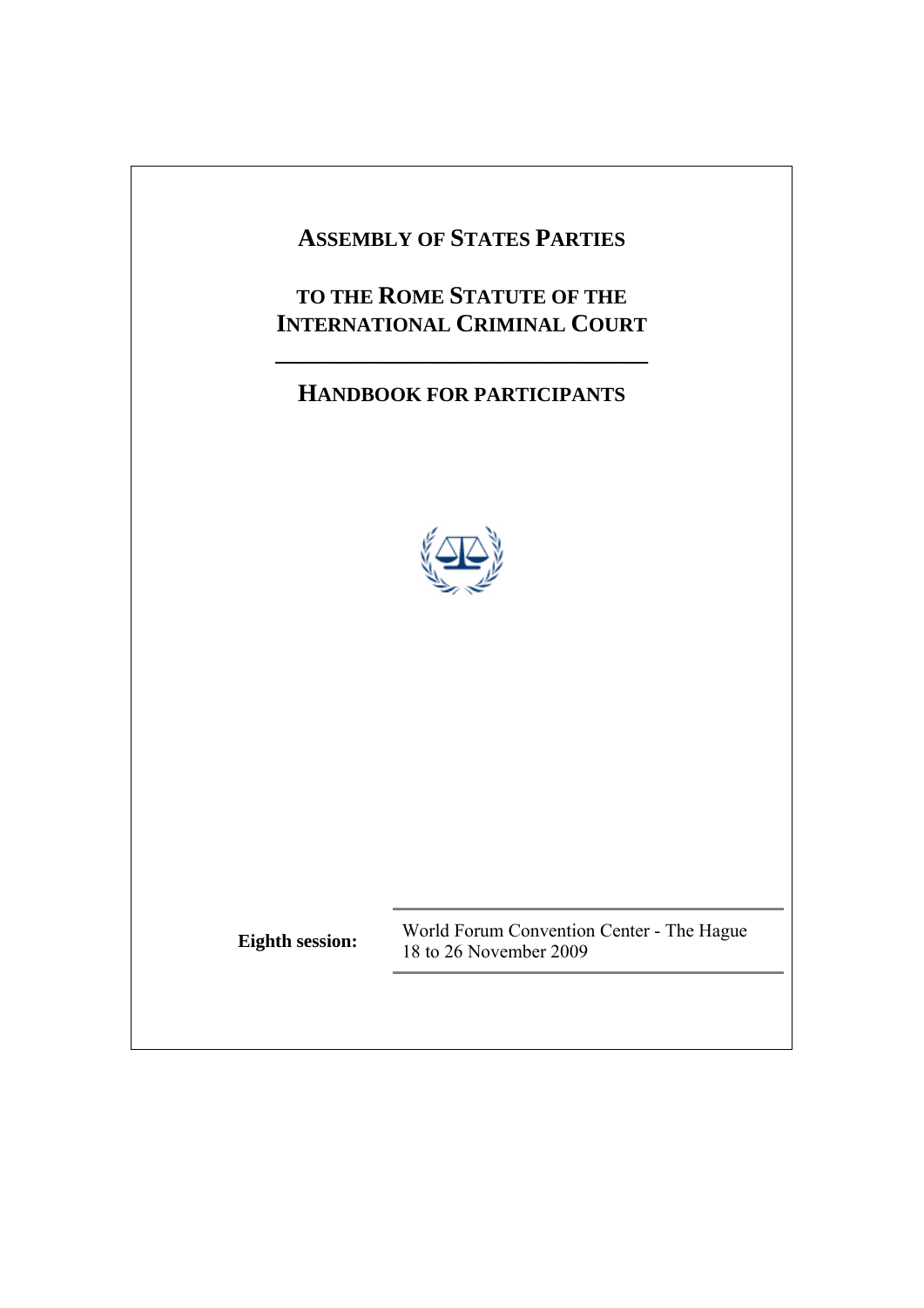# ASSEMBLY OF STATES PARTIES

# TO THE ROME STATUTE OF THE INTERNATIONAL CRIMINAL COURT

## HANDBOOK FOR PARTICIPANTS

| **Eighth session:** | World Forum Convention Center - The Hague<br>18 to 26 November 2009 |
|---|---|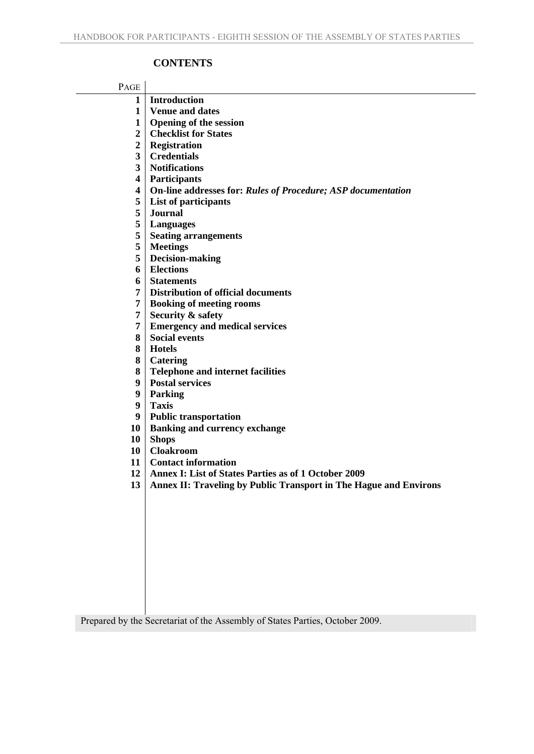## CONTENTS

| PAGE | |
|---|---|
| 1 | **Introduction** |
| 1 | **Venue and dates** |
| 1 | **Opening of the session** |
| 2 | **Checklist for States** |
| 2 | **Registration** |
| 3 | **Credentials** |
| 3 | **Notifications** |
| 4 | **Participants** |
| 4 | **On-line addresses for: *Rules of Procedure; ASP documentation*** |
| 5 | **List of participants** |
| 5 | **Journal** |
| 5 | **Languages** |
| 5 | **Seating arrangements** |
| 5 | **Meetings** |
| 5 | **Decision-making** |
| 6 | **Elections** |
| 6 | **Statements** |
| 7 | **Distribution of official documents** |
| 7 | **Booking of meeting rooms** |
| 7 | **Security & safety** |
| 7 | **Emergency and medical services** |
| 8 | **Social events** |
| 8 | **Hotels** |
| 8 | **Catering** |
| 8 | **Telephone and internet facilities** |
| 9 | **Postal services** |
| 9 | **Parking** |
| 9 | **Taxis** |
| 9 | **Public transportation** |
| 10 | **Banking and currency exchange** |
| 10 | **Shops** |
| 10 | **Cloakroom** |
| 11 | **Contact information** |
| 12 | **Annex I: List of States Parties as of 1 October 2009** |
| 13 | **Annex II: Traveling by Public Transport in The Hague and Environs** |

Prepared by the Secretariat of the Assembly of States Parties, October 2009.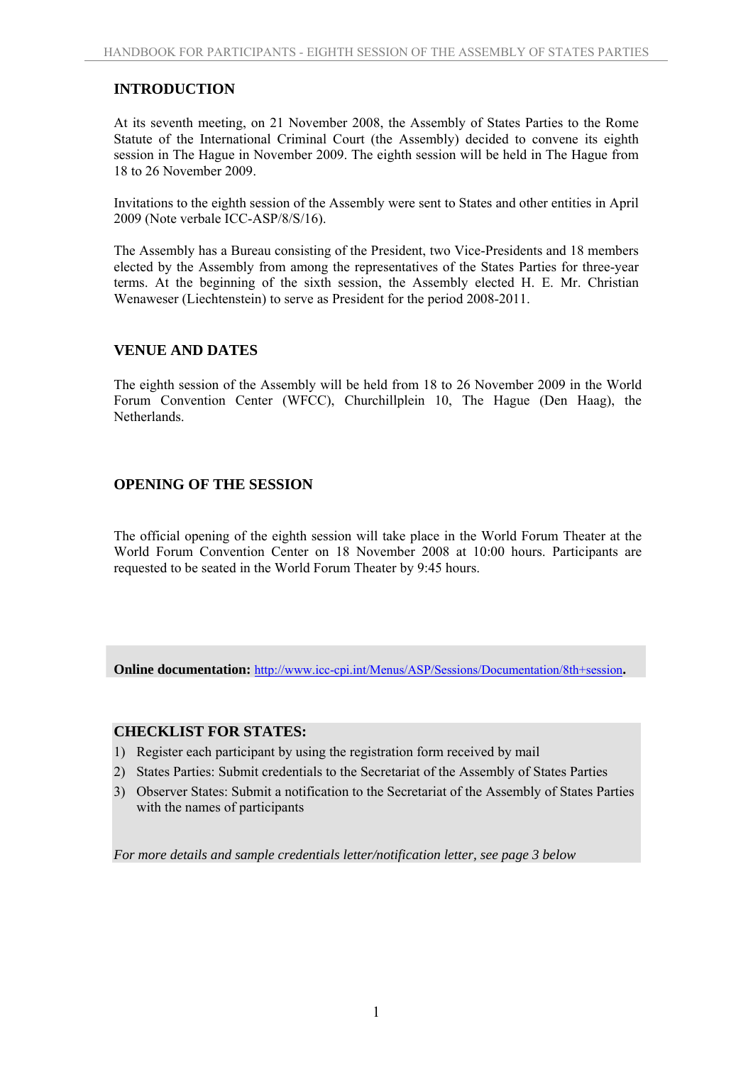## INTRODUCTION

At its seventh meeting, on 21 November 2008, the Assembly of States Parties to the Rome Statute of the International Criminal Court (the Assembly) decided to convene its eighth session in The Hague in November 2009. The eighth session will be held in The Hague from 18 to 26 November 2009.

Invitations to the eighth session of the Assembly were sent to States and other entities in April 2009 (Note verbale ICC-ASP/8/S/16).

The Assembly has a Bureau consisting of the President, two Vice-Presidents and 18 members elected by the Assembly from among the representatives of the States Parties for three-year terms. At the beginning of the sixth session, the Assembly elected H. E. Mr. Christian Wenaweser (Liechtenstein) to serve as President for the period 2008-2011.

## VENUE AND DATES

The eighth session of the Assembly will be held from 18 to 26 November 2009 in the World Forum Convention Center (WFCC), Churchillplein 10, The Hague (Den Haag), the Netherlands.

## OPENING OF THE SESSION

The official opening of the eighth session will take place in the World Forum Theater at the World Forum Convention Center on 18 November 2008 at 10:00 hours. Participants are requested to be seated in the World Forum Theater by 9:45 hours.

**Online documentation:** http://www.icc-cpi.int/Menus/ASP/Sessions/Documentation/8th+session**.**

## CHECKLIST FOR STATES:

1) Register each participant by using the registration form received by mail
2) States Parties: Submit credentials to the Secretariat of the Assembly of States Parties
3) Observer States: Submit a notification to the Secretariat of the Assembly of States Parties with the names of participants

*For more details and sample credentials letter/notification letter, see page 3 below*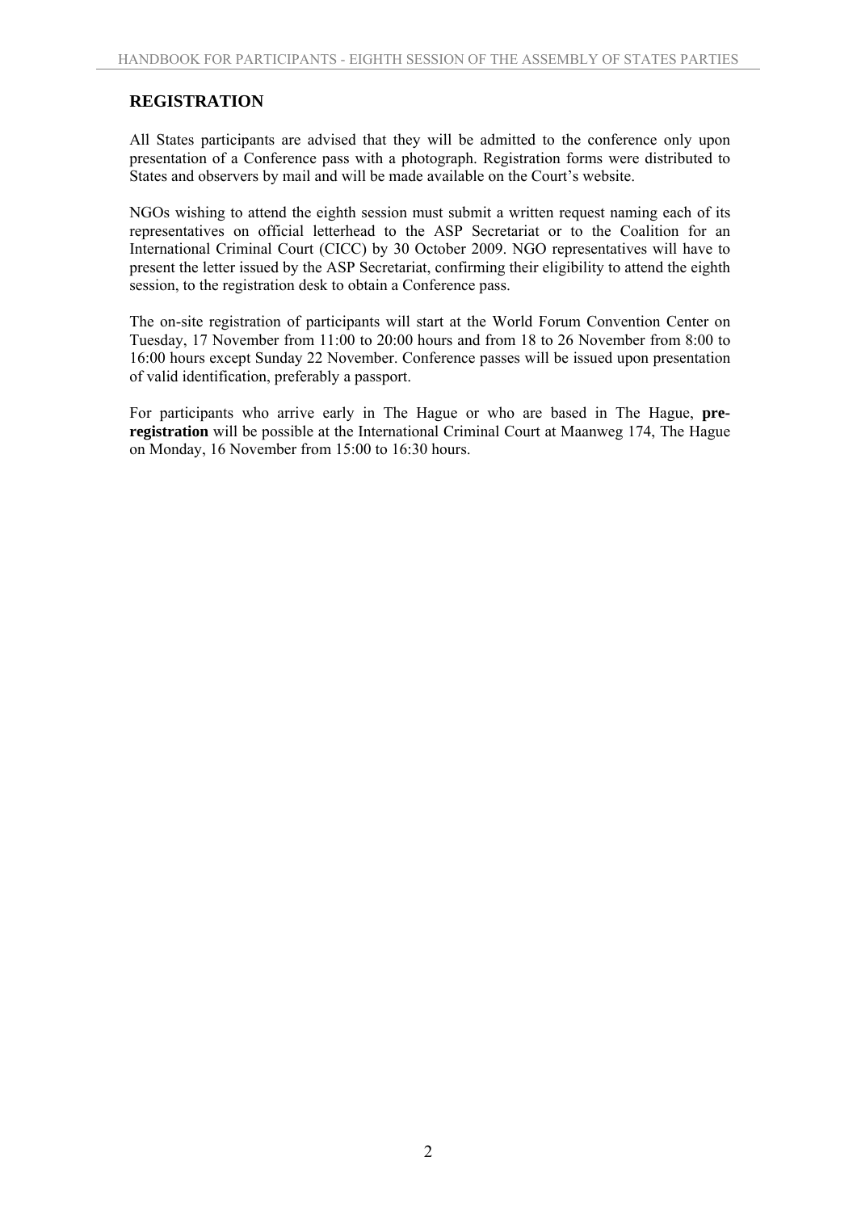## REGISTRATION

All States participants are advised that they will be admitted to the conference only upon presentation of a Conference pass with a photograph. Registration forms were distributed to States and observers by mail and will be made available on the Court's website.

NGOs wishing to attend the eighth session must submit a written request naming each of its representatives on official letterhead to the ASP Secretariat or to the Coalition for an International Criminal Court (CICC) by 30 October 2009. NGO representatives will have to present the letter issued by the ASP Secretariat, confirming their eligibility to attend the eighth session, to the registration desk to obtain a Conference pass.

The on-site registration of participants will start at the World Forum Convention Center on Tuesday, 17 November from 11:00 to 20:00 hours and from 18 to 26 November from 8:00 to 16:00 hours except Sunday 22 November. Conference passes will be issued upon presentation of valid identification, preferably a passport.

For participants who arrive early in The Hague or who are based in The Hague, **pre-registration** will be possible at the International Criminal Court at Maanweg 174, The Hague on Monday, 16 November from 15:00 to 16:30 hours.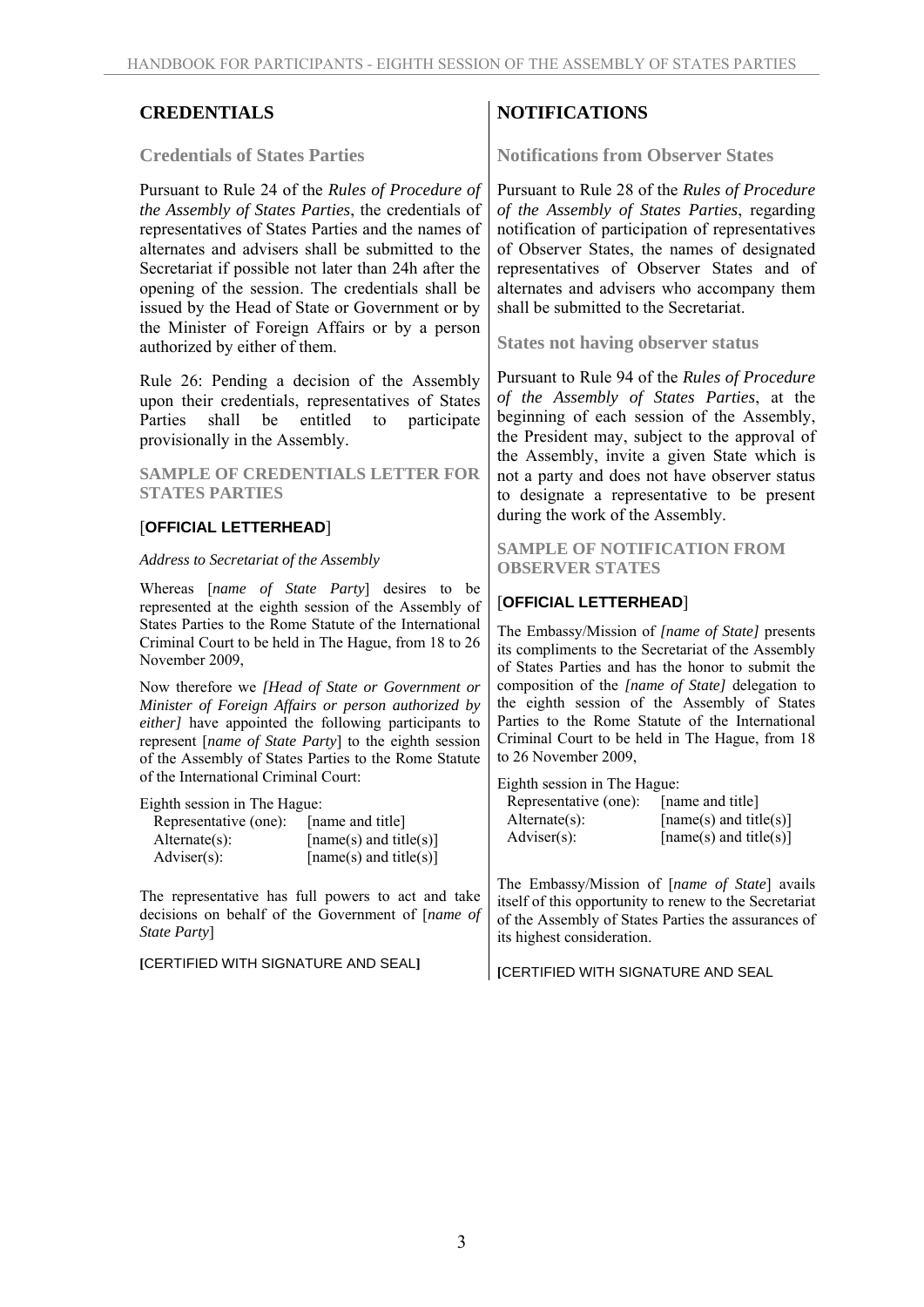# CREDENTIALS

## Credentials of States Parties

Pursuant to Rule 24 of the *Rules of Procedure of the Assembly of States Parties*, the credentials of representatives of States Parties and the names of alternates and advisers shall be submitted to the Secretariat if possible not later than 24h after the opening of the session. The credentials shall be issued by the Head of State or Government or by the Minister of Foreign Affairs or by a person authorized by either of them.

Rule 26: Pending a decision of the Assembly upon their credentials, representatives of States Parties shall be entitled to participate provisionally in the Assembly.

### SAMPLE OF CREDENTIALS LETTER FOR STATES PARTIES

[**OFFICIAL LETTERHEAD**]

*Address to Secretariat of the Assembly*

Whereas [*name of State Party*] desires to be represented at the eighth session of the Assembly of States Parties to the Rome Statute of the International Criminal Court to be held in The Hague, from 18 to 26 November 2009,

Now therefore we *[Head of State or Government or Minister of Foreign Affairs or person authorized by either]* have appointed the following participants to represent [*name of State Party*] to the eighth session of the Assembly of States Parties to the Rome Statute of the International Criminal Court:

Eighth session in The Hague:

| | |
|---|---|
| Representative (one): | [name and title] |
| Alternate(s): | [name(s) and title(s)] |
| Adviser(s): | [name(s) and title(s)] |

The representative has full powers to act and take decisions on behalf of the Government of [*name of State Party*]

**[**CERTIFIED WITH SIGNATURE AND SEAL**]**

# NOTIFICATIONS

## Notifications from Observer States

Pursuant to Rule 28 of the *Rules of Procedure of the Assembly of States Parties*, regarding notification of participation of representatives of Observer States, the names of designated representatives of Observer States and of alternates and advisers who accompany them shall be submitted to the Secretariat.

## States not having observer status

Pursuant to Rule 94 of the *Rules of Procedure of the Assembly of States Parties*, at the beginning of each session of the Assembly, the President may, subject to the approval of the Assembly, invite a given State which is not a party and does not have observer status to designate a representative to be present during the work of the Assembly.

### SAMPLE OF NOTIFICATION FROM OBSERVER STATES

[**OFFICIAL LETTERHEAD**]

The Embassy/Mission of *[name of State]* presents its compliments to the Secretariat of the Assembly of States Parties and has the honor to submit the composition of the *[name of State]* delegation to the eighth session of the Assembly of States Parties to the Rome Statute of the International Criminal Court to be held in The Hague, from 18 to 26 November 2009,

Eighth session in The Hague:

| | |
|---|---|
| Representative (one): | [name and title] |
| Alternate(s): | [name(s) and title(s)] |
| Adviser(s): | [name(s) and title(s)] |

The Embassy/Mission of [*name of State*] avails itself of this opportunity to renew to the Secretariat of the Assembly of States Parties the assurances of its highest consideration.

**[**CERTIFIED WITH SIGNATURE AND SEAL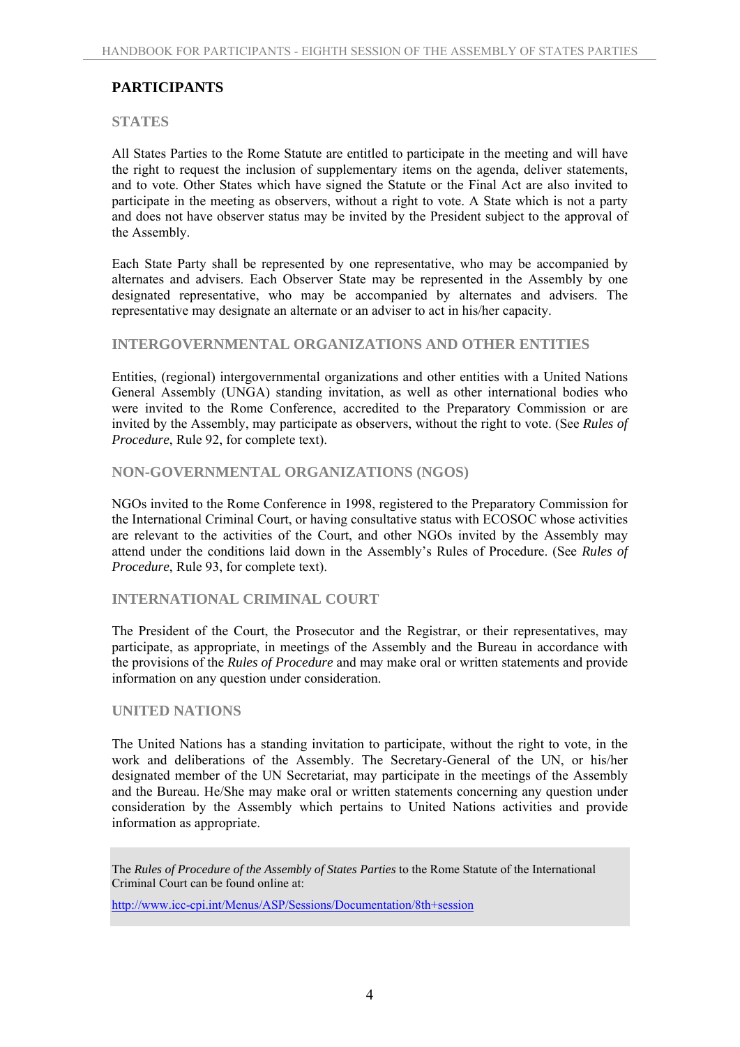# PARTICIPANTS

## STATES

All States Parties to the Rome Statute are entitled to participate in the meeting and will have the right to request the inclusion of supplementary items on the agenda, deliver statements, and to vote. Other States which have signed the Statute or the Final Act are also invited to participate in the meeting as observers, without a right to vote. A State which is not a party and does not have observer status may be invited by the President subject to the approval of the Assembly.

Each State Party shall be represented by one representative, who may be accompanied by alternates and advisers. Each Observer State may be represented in the Assembly by one designated representative, who may be accompanied by alternates and advisers. The representative may designate an alternate or an adviser to act in his/her capacity.

## INTERGOVERNMENTAL ORGANIZATIONS AND OTHER ENTITIES

Entities, (regional) intergovernmental organizations and other entities with a United Nations General Assembly (UNGA) standing invitation, as well as other international bodies who were invited to the Rome Conference, accredited to the Preparatory Commission or are invited by the Assembly, may participate as observers, without the right to vote. (See *Rules of Procedure*, Rule 92, for complete text).

## NON-GOVERNMENTAL ORGANIZATIONS (NGOS)

NGOs invited to the Rome Conference in 1998, registered to the Preparatory Commission for the International Criminal Court, or having consultative status with ECOSOC whose activities are relevant to the activities of the Court, and other NGOs invited by the Assembly may attend under the conditions laid down in the Assembly's Rules of Procedure. (See *Rules of Procedure*, Rule 93, for complete text).

## INTERNATIONAL CRIMINAL COURT

The President of the Court, the Prosecutor and the Registrar, or their representatives, may participate, as appropriate, in meetings of the Assembly and the Bureau in accordance with the provisions of the *Rules of Procedure* and may make oral or written statements and provide information on any question under consideration.

## UNITED NATIONS

The United Nations has a standing invitation to participate, without the right to vote, in the work and deliberations of the Assembly. The Secretary-General of the UN, or his/her designated member of the UN Secretariat, may participate in the meetings of the Assembly and the Bureau. He/She may make oral or written statements concerning any question under consideration by the Assembly which pertains to United Nations activities and provide information as appropriate.

The *Rules of Procedure of the Assembly of States Parties* to the Rome Statute of the International Criminal Court can be found online at:

http://www.icc-cpi.int/Menus/ASP/Sessions/Documentation/8th+session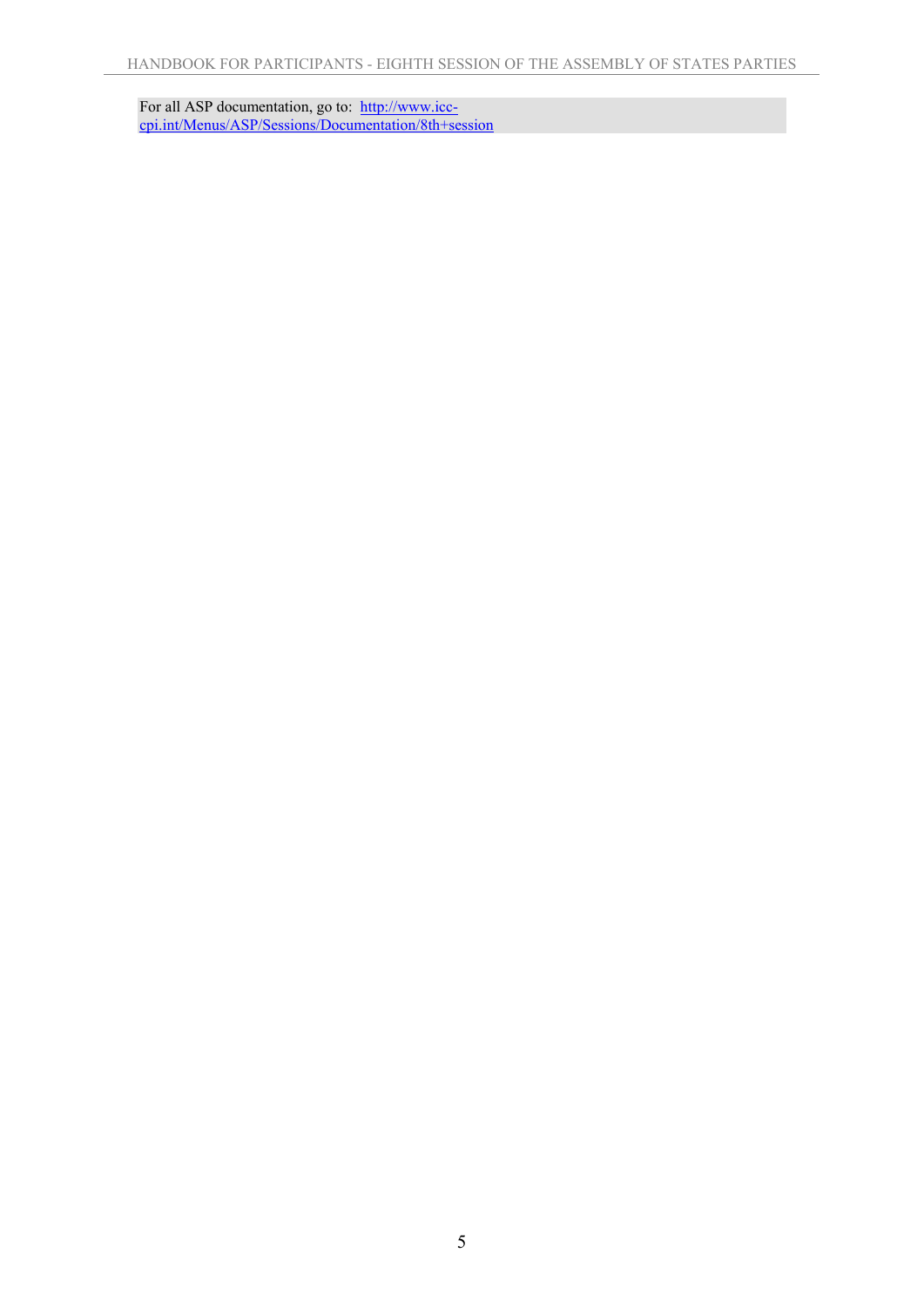For all ASP documentation, go to: [http://www.icc-cpi.int/Menus/ASP/Sessions/Documentation/8th+session](http://www.icc-cpi.int/Menus/ASP/Sessions/Documentation/8th+session)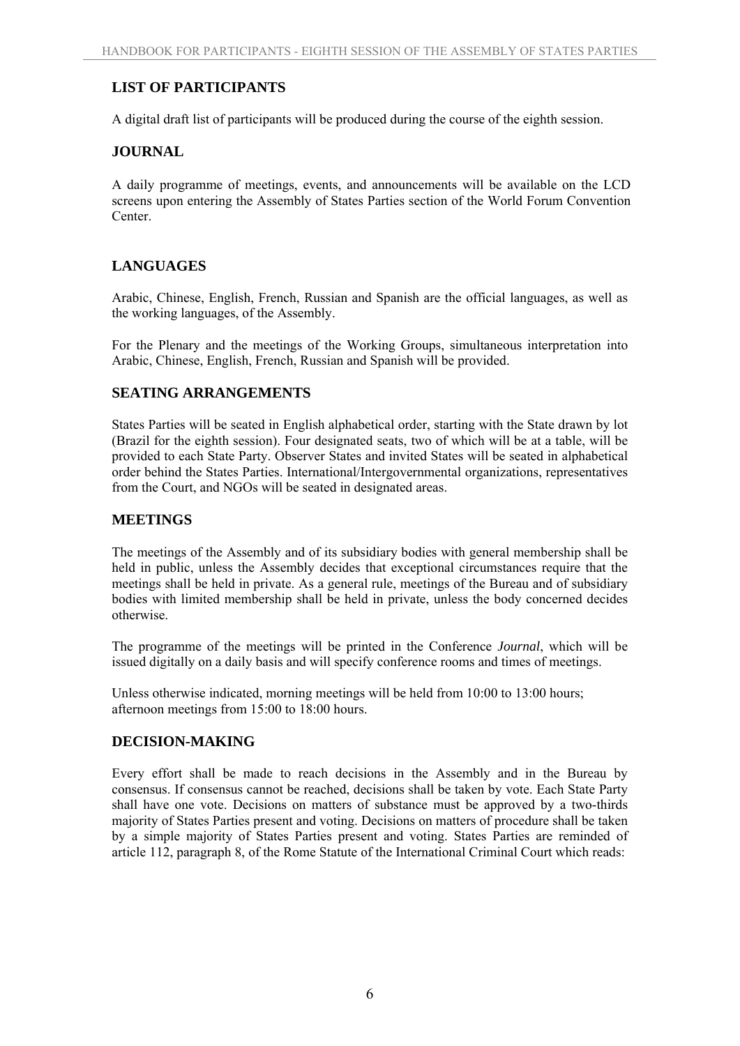## LIST OF PARTICIPANTS

A digital draft list of participants will be produced during the course of the eighth session.

## JOURNAL

A daily programme of meetings, events, and announcements will be available on the LCD screens upon entering the Assembly of States Parties section of the World Forum Convention Center.

## LANGUAGES

Arabic, Chinese, English, French, Russian and Spanish are the official languages, as well as the working languages, of the Assembly.

For the Plenary and the meetings of the Working Groups, simultaneous interpretation into Arabic, Chinese, English, French, Russian and Spanish will be provided.

## SEATING ARRANGEMENTS

States Parties will be seated in English alphabetical order, starting with the State drawn by lot (Brazil for the eighth session). Four designated seats, two of which will be at a table, will be provided to each State Party. Observer States and invited States will be seated in alphabetical order behind the States Parties. International/Intergovernmental organizations, representatives from the Court, and NGOs will be seated in designated areas.

## MEETINGS

The meetings of the Assembly and of its subsidiary bodies with general membership shall be held in public, unless the Assembly decides that exceptional circumstances require that the meetings shall be held in private. As a general rule, meetings of the Bureau and of subsidiary bodies with limited membership shall be held in private, unless the body concerned decides otherwise.

The programme of the meetings will be printed in the Conference *Journal*, which will be issued digitally on a daily basis and will specify conference rooms and times of meetings.

Unless otherwise indicated, morning meetings will be held from 10:00 to 13:00 hours; afternoon meetings from 15:00 to 18:00 hours.

## DECISION-MAKING

Every effort shall be made to reach decisions in the Assembly and in the Bureau by consensus. If consensus cannot be reached, decisions shall be taken by vote. Each State Party shall have one vote. Decisions on matters of substance must be approved by a two-thirds majority of States Parties present and voting. Decisions on matters of procedure shall be taken by a simple majority of States Parties present and voting. States Parties are reminded of article 112, paragraph 8, of the Rome Statute of the International Criminal Court which reads: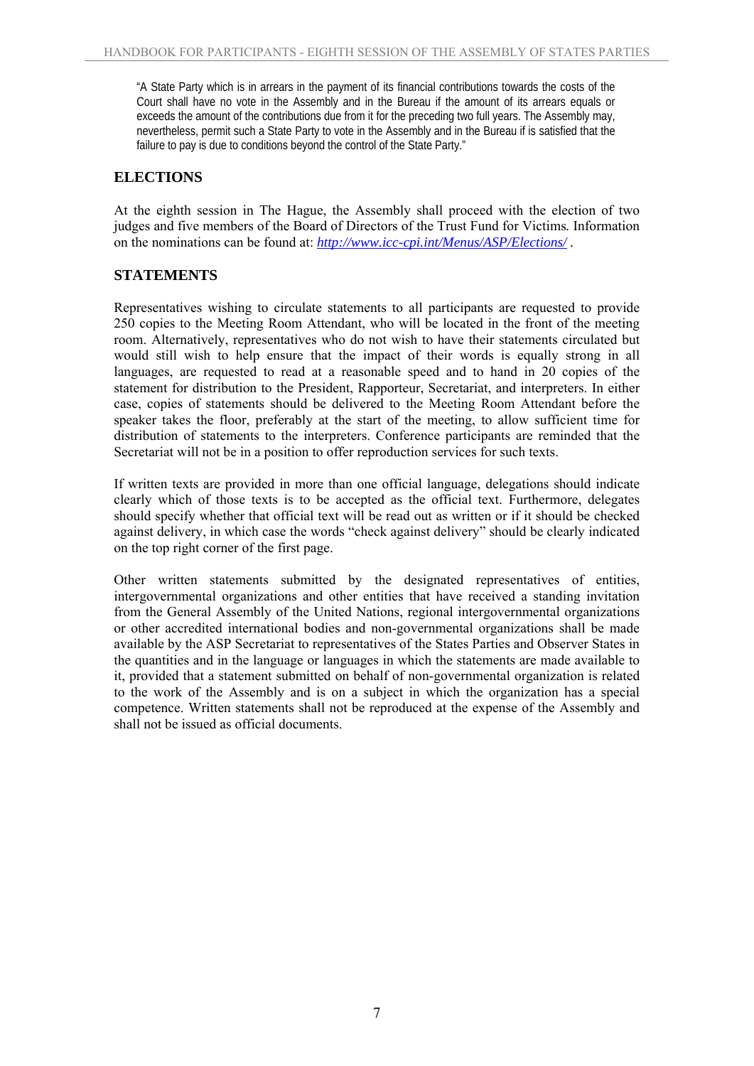"A State Party which is in arrears in the payment of its financial contributions towards the costs of the Court shall have no vote in the Assembly and in the Bureau if the amount of its arrears equals or exceeds the amount of the contributions due from it for the preceding two full years. The Assembly may, nevertheless, permit such a State Party to vote in the Assembly and in the Bureau if is satisfied that the failure to pay is due to conditions beyond the control of the State Party."

## ELECTIONS

At the eighth session in The Hague, the Assembly shall proceed with the election of two judges and five members of the Board of Directors of the Trust Fund for Victims. Information on the nominations can be found at: *http://www.icc-cpi.int/Menus/ASP/Elections/* .

## STATEMENTS

Representatives wishing to circulate statements to all participants are requested to provide 250 copies to the Meeting Room Attendant, who will be located in the front of the meeting room. Alternatively, representatives who do not wish to have their statements circulated but would still wish to help ensure that the impact of their words is equally strong in all languages, are requested to read at a reasonable speed and to hand in 20 copies of the statement for distribution to the President, Rapporteur, Secretariat, and interpreters. In either case, copies of statements should be delivered to the Meeting Room Attendant before the speaker takes the floor, preferably at the start of the meeting, to allow sufficient time for distribution of statements to the interpreters. Conference participants are reminded that the Secretariat will not be in a position to offer reproduction services for such texts.

If written texts are provided in more than one official language, delegations should indicate clearly which of those texts is to be accepted as the official text. Furthermore, delegates should specify whether that official text will be read out as written or if it should be checked against delivery, in which case the words "check against delivery" should be clearly indicated on the top right corner of the first page.

Other written statements submitted by the designated representatives of entities, intergovernmental organizations and other entities that have received a standing invitation from the General Assembly of the United Nations, regional intergovernmental organizations or other accredited international bodies and non-governmental organizations shall be made available by the ASP Secretariat to representatives of the States Parties and Observer States in the quantities and in the language or languages in which the statements are made available to it, provided that a statement submitted on behalf of non-governmental organization is related to the work of the Assembly and is on a subject in which the organization has a special competence. Written statements shall not be reproduced at the expense of the Assembly and shall not be issued as official documents.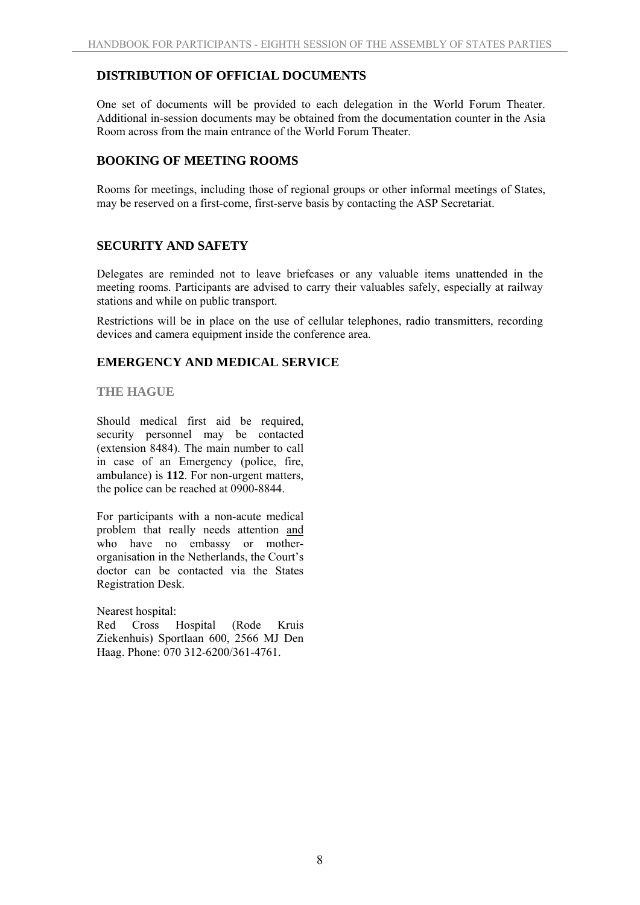## DISTRIBUTION OF OFFICIAL DOCUMENTS

One set of documents will be provided to each delegation in the World Forum Theater. Additional in-session documents may be obtained from the documentation counter in the Asia Room across from the main entrance of the World Forum Theater.

## BOOKING OF MEETING ROOMS

Rooms for meetings, including those of regional groups or other informal meetings of States, may be reserved on a first-come, first-serve basis by contacting the ASP Secretariat.

## SECURITY AND SAFETY

Delegates are reminded not to leave briefcases or any valuable items unattended in the meeting rooms. Participants are advised to carry their valuables safely, especially at railway stations and while on public transport.

Restrictions will be in place on the use of cellular telephones, radio transmitters, recording devices and camera equipment inside the conference area.

## EMERGENCY AND MEDICAL SERVICE

### THE HAGUE

Should medical first aid be required, security personnel may be contacted (extension 8484). The main number to call in case of an Emergency (police, fire, ambulance) is **112**. For non-urgent matters, the police can be reached at 0900-8844.

For participants with a non-acute medical problem that really needs attention and who have no embassy or mother-organisation in the Netherlands, the Court's doctor can be contacted via the States Registration Desk.

Nearest hospital:
Red Cross Hospital (Rode Kruis Ziekenhuis) Sportlaan 600, 2566 MJ Den Haag. Phone: 070 312-6200/361-4761.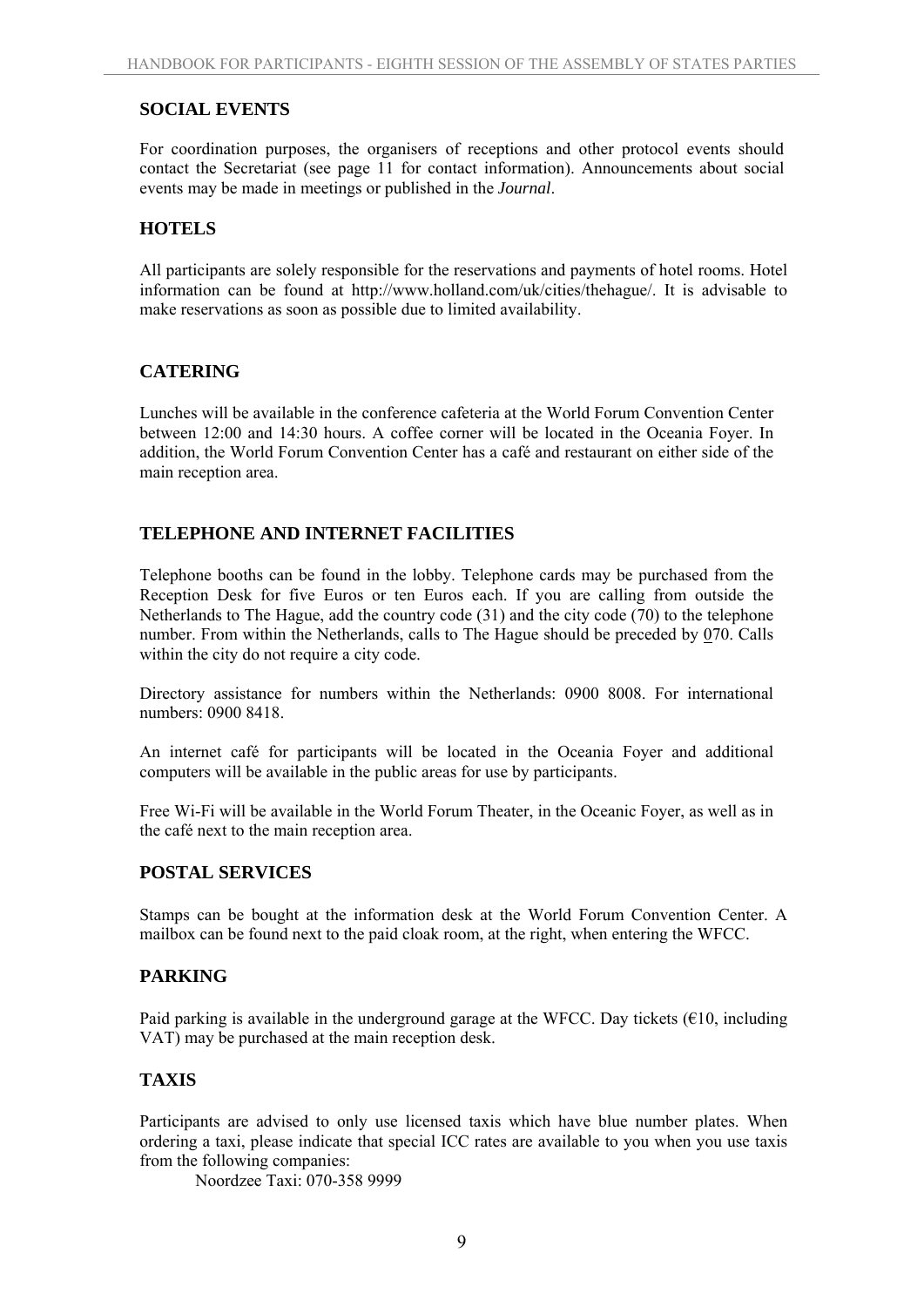## SOCIAL EVENTS

For coordination purposes, the organisers of receptions and other protocol events should contact the Secretariat (see page 11 for contact information). Announcements about social events may be made in meetings or published in the *Journal*.

## HOTELS

All participants are solely responsible for the reservations and payments of hotel rooms. Hotel information can be found at http://www.holland.com/uk/cities/thehague/. It is advisable to make reservations as soon as possible due to limited availability.

## CATERING

Lunches will be available in the conference cafeteria at the World Forum Convention Center between 12:00 and 14:30 hours. A coffee corner will be located in the Oceania Foyer. In addition, the World Forum Convention Center has a café and restaurant on either side of the main reception area.

## TELEPHONE AND INTERNET FACILITIES

Telephone booths can be found in the lobby. Telephone cards may be purchased from the Reception Desk for five Euros or ten Euros each. If you are calling from outside the Netherlands to The Hague, add the country code (31) and the city code (70) to the telephone number. From within the Netherlands, calls to The Hague should be preceded by 070. Calls within the city do not require a city code.

Directory assistance for numbers within the Netherlands: 0900 8008. For international numbers: 0900 8418.

An internet café for participants will be located in the Oceania Foyer and additional computers will be available in the public areas for use by participants.

Free Wi-Fi will be available in the World Forum Theater, in the Oceanic Foyer, as well as in the café next to the main reception area.

## POSTAL SERVICES

Stamps can be bought at the information desk at the World Forum Convention Center. A mailbox can be found next to the paid cloak room, at the right, when entering the WFCC.

## PARKING

Paid parking is available in the underground garage at the WFCC. Day tickets (€10, including VAT) may be purchased at the main reception desk.

## TAXIS

Participants are advised to only use licensed taxis which have blue number plates. When ordering a taxi, please indicate that special ICC rates are available to you when you use taxis from the following companies:

Noordzee Taxi: 070-358 9999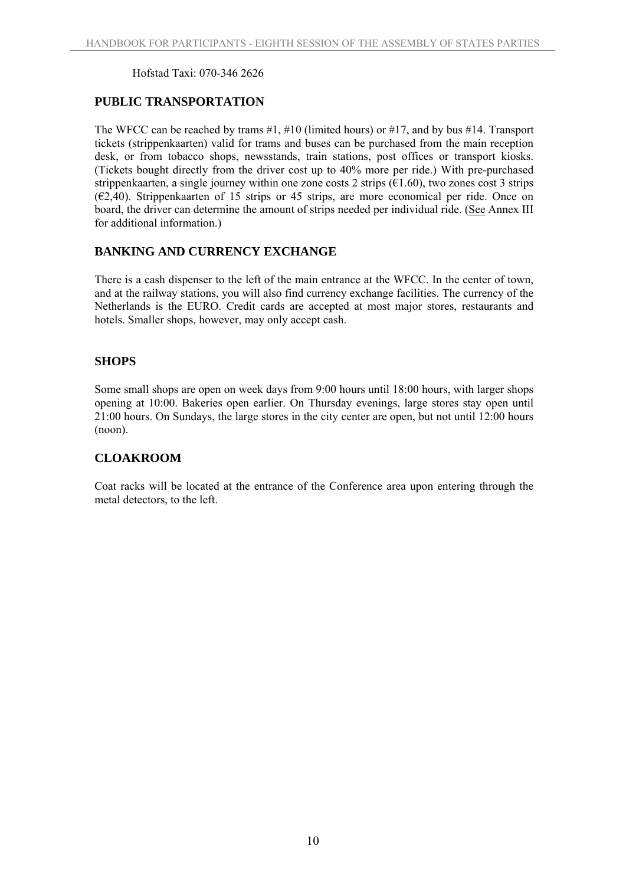Hofstad Taxi: 070-346 2626

## PUBLIC TRANSPORTATION

The WFCC can be reached by trams #1, #10 (limited hours) or #17, and by bus #14. Transport tickets (strippenkaarten) valid for trams and buses can be purchased from the main reception desk, or from tobacco shops, newsstands, train stations, post offices or transport kiosks. (Tickets bought directly from the driver cost up to 40% more per ride.) With pre-purchased strippenkaarten, a single journey within one zone costs 2 strips (€1.60), two zones cost 3 strips (€2,40). Strippenkaarten of 15 strips or 45 strips, are more economical per ride. Once on board, the driver can determine the amount of strips needed per individual ride. (See Annex III for additional information.)

## BANKING AND CURRENCY EXCHANGE

There is a cash dispenser to the left of the main entrance at the WFCC. In the center of town, and at the railway stations, you will also find currency exchange facilities. The currency of the Netherlands is the EURO. Credit cards are accepted at most major stores, restaurants and hotels. Smaller shops, however, may only accept cash.

## SHOPS

Some small shops are open on week days from 9:00 hours until 18:00 hours, with larger shops opening at 10:00. Bakeries open earlier. On Thursday evenings, large stores stay open until 21:00 hours. On Sundays, the large stores in the city center are open, but not until 12:00 hours (noon).

## CLOAKROOM

Coat racks will be located at the entrance of the Conference area upon entering through the metal detectors, to the left.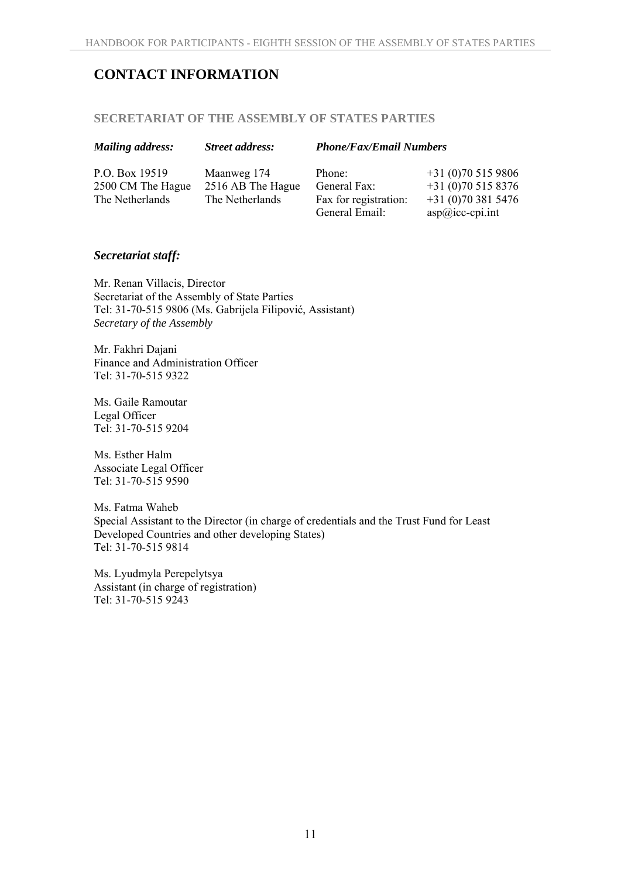# CONTACT INFORMATION

## SECRETARIAT OF THE ASSEMBLY OF STATES PARTIES

| *Mailing address:* | *Street address:* | *Phone/Fax/Email Numbers* | |
|---|---|---|---|
| P.O. Box 19519 | Maanweg 174 | Phone: | +31 (0)70 515 9806 |
| 2500 CM The Hague | 2516 AB The Hague | General Fax: | +31 (0)70 515 8376 |
| The Netherlands | The Netherlands | Fax for registration: | +31 (0)70 381 5476 |
| | | General Email: | asp@icc-cpi.int |

### *Secretariat staff:*

Mr. Renan Villacis, Director
Secretariat of the Assembly of State Parties
Tel: 31-70-515 9806 (Ms. Gabrijela Filipović, Assistant)
*Secretary of the Assembly*

Mr. Fakhri Dajani
Finance and Administration Officer
Tel: 31-70-515 9322

Ms. Gaile Ramoutar
Legal Officer
Tel: 31-70-515 9204

Ms. Esther Halm
Associate Legal Officer
Tel: 31-70-515 9590

Ms. Fatma Waheb
Special Assistant to the Director (in charge of credentials and the Trust Fund for Least Developed Countries and other developing States)
Tel: 31-70-515 9814

Ms. Lyudmyla Perepelytsya
Assistant (in charge of registration)
Tel: 31-70-515 9243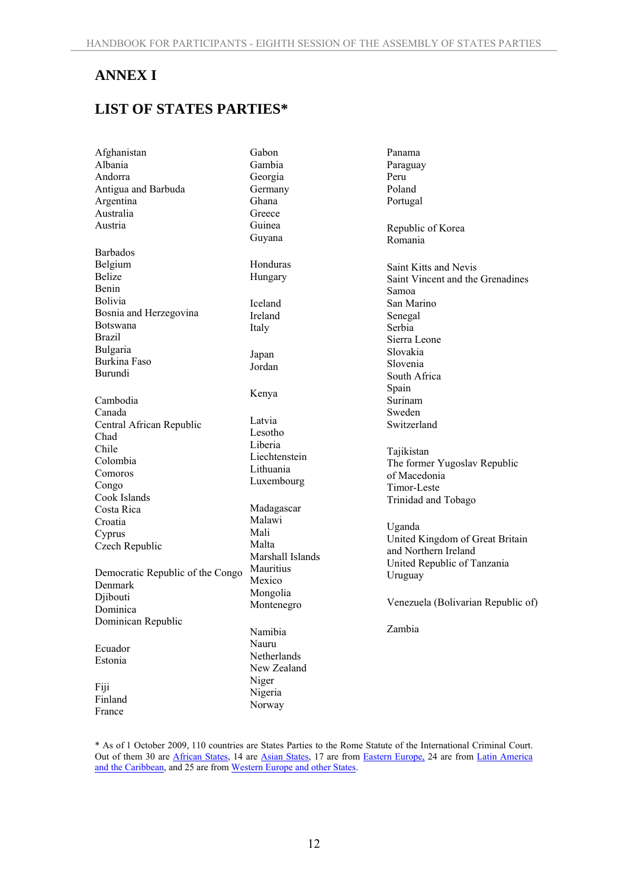# ANNEX I

## LIST OF STATES PARTIES*

Afghanistan
Albania
Andorra
Antigua and Barbuda
Argentina
Australia
Austria

Barbados
Belgium
Belize
Benin
Bolivia
Bosnia and Herzegovina
Botswana
Brazil
Bulgaria
Burkina Faso
Burundi

Cambodia
Canada
Central African Republic
Chad
Chile
Colombia
Comoros
Congo
Cook Islands
Costa Rica
Croatia
Cyprus
Czech Republic

Democratic Republic of the Congo
Denmark
Djibouti
Dominica
Dominican Republic

Ecuador
Estonia

Fiji
Finland
France

Gabon
Gambia
Georgia
Germany
Ghana
Greece
Guinea
Guyana

Honduras
Hungary

Iceland
Ireland
Italy

Japan
Jordan

Kenya

Latvia
Lesotho
Liberia
Liechtenstein
Lithuania
Luxembourg

Madagascar
Malawi
Mali
Malta
Marshall Islands
Mauritius
Mexico
Mongolia
Montenegro

Namibia
Nauru
Netherlands
New Zealand
Niger
Nigeria
Norway

Panama
Paraguay
Peru
Poland
Portugal

Republic of Korea
Romania

Saint Kitts and Nevis
Saint Vincent and the Grenadines
Samoa
San Marino
Senegal
Serbia
Sierra Leone
Slovakia
Slovenia
South Africa
Spain
Surinam
Sweden
Switzerland

Tajikistan
The former Yugoslav Republic of Macedonia
Timor-Leste
Trinidad and Tobago

Uganda
United Kingdom of Great Britain and Northern Ireland
United Republic of Tanzania
Uruguay

Venezuela (Bolivarian Republic of)

Zambia

* As of 1 October 2009, 110 countries are States Parties to the Rome Statute of the International Criminal Court. Out of them 30 are African States, 14 are Asian States, 17 are from Eastern Europe, 24 are from Latin America and the Caribbean, and 25 are from Western Europe and other States.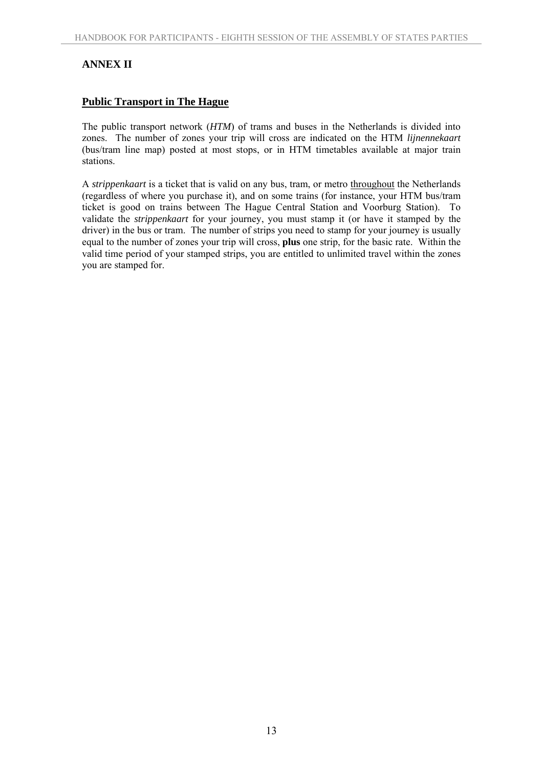## ANNEX II

### Public Transport in The Hague

The public transport network (*HTM*) of trams and buses in the Netherlands is divided into zones. The number of zones your trip will cross are indicated on the HTM *lijnennekaart* (bus/tram line map) posted at most stops, or in HTM timetables available at major train stations.

A *strippenkaart* is a ticket that is valid on any bus, tram, or metro throughout the Netherlands (regardless of where you purchase it), and on some trains (for instance, your HTM bus/tram ticket is good on trains between The Hague Central Station and Voorburg Station). To validate the *strippenkaart* for your journey, you must stamp it (or have it stamped by the driver) in the bus or tram. The number of strips you need to stamp for your journey is usually equal to the number of zones your trip will cross, **plus** one strip, for the basic rate. Within the valid time period of your stamped strips, you are entitled to unlimited travel within the zones you are stamped for.